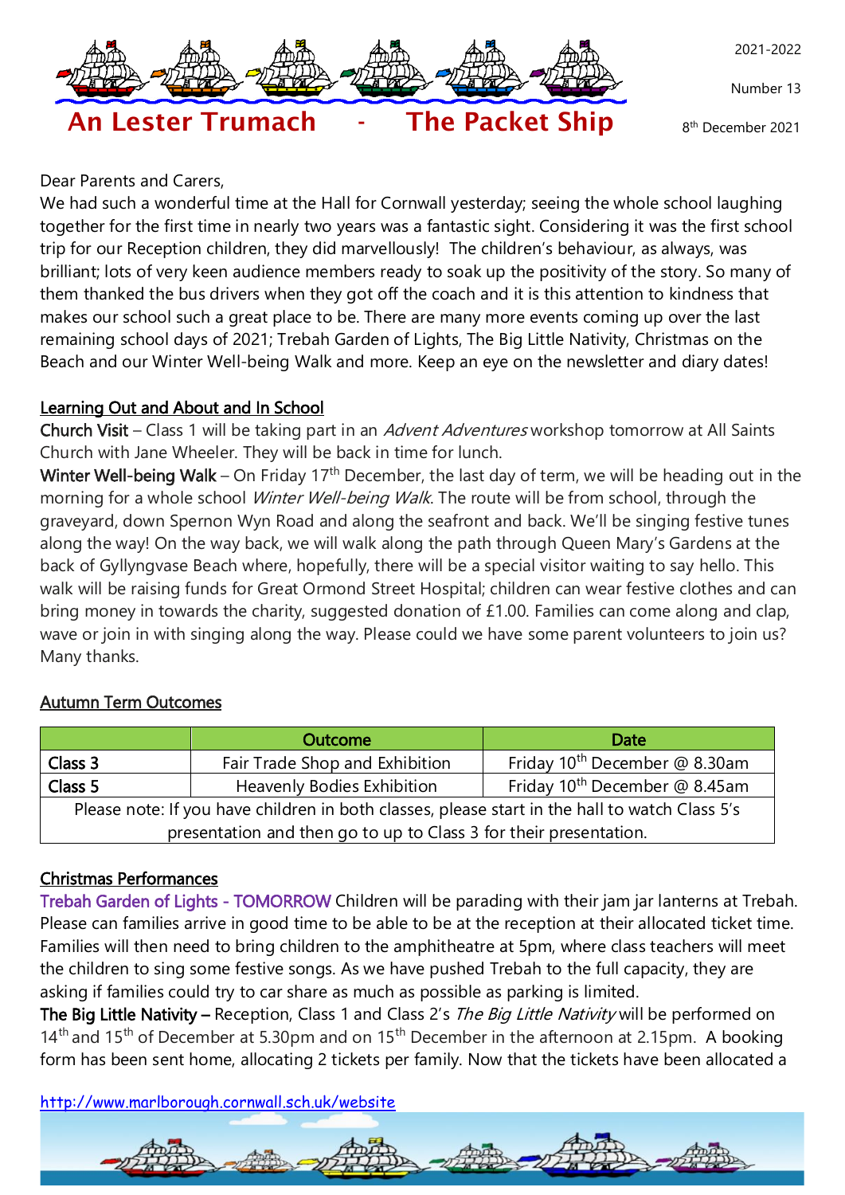# An Lester Trumach - The Packet Ship

2021-2022

Number 13

8th December 2021

Dear Parents and Carers,

We had such a wonderful time at the Hall for Cornwall yesterday; seeing the whole school laughing together for the first time in nearly two years was a fantastic sight. Considering it was the first school trip for our Reception children, they did marvellously! The children's behaviour, as always, was brilliant; lots of very keen audience members ready to soak up the positivity of the story. So many of them thanked the bus drivers when they got off the coach and it is this attention to kindness that makes our school such a great place to be. There are many more events coming up over the last remaining school days of 2021; Trebah Garden of Lights, The Big Little Nativity, Christmas on the Beach and our Winter Well-being Walk and more. Keep an eye on the newsletter and diary dates!

## Learning Out and About and In School

**Church Visit** – Class 1 will be taking part in an *Advent Adventures* workshop tomorrow at All Saints Church with Jane Wheeler. They will be back in time for lunch.

**Winter Well-being Walk** – On Friday 17th December, the last day of term, we will be heading out in the morning for a whole school *Winter Well-being Walk*. The route will be from school, through the graveyard, down Spernon Wyn Road and along the seafront and back. We'll be singing festive tunes along the way! On the way back, we will walk along the path through Queen Mary's Gardens at the back of Gyllyngvase Beach where, hopefully, there will be a special visitor waiting to say hello. This walk will be raising funds for Great Ormond Street Hospital; children can wear festive clothes and can bring money in towards the charity, suggested donation of £1.00. Families can come along and clap, wave or join in with singing along the way. Please could we have some parent volunteers to join us? Many thanks.

## Autumn Term Outcomes

| | Outcome | Date |
|---|---|---|
| **Class 3** | Fair Trade Shop and Exhibition | Friday 10th December @ 8.30am |
| **Class 5** | Heavenly Bodies Exhibition | Friday 10th December @ 8.45am |
| Please note: If you have children in both classes, please start in the hall to watch Class 5's presentation and then go to up to Class 3 for their presentation. | | |

## Christmas Performances

**Trebah Garden of Lights - TOMORROW** Children will be parading with their jam jar lanterns at Trebah. Please can families arrive in good time to be able to be at the reception at their allocated ticket time. Families will then need to bring children to the amphitheatre at 5pm, where class teachers will meet the children to sing some festive songs. As we have pushed Trebah to the full capacity, they are asking if families could try to car share as much as possible as parking is limited.

**The Big Little Nativity –** Reception, Class 1 and Class 2's *The Big Little Nativity* will be performed on 14th and 15th of December at 5.30pm and on 15th December in the afternoon at 2.15pm. A booking form has been sent home, allocating 2 tickets per family. Now that the tickets have been allocated a

http://www.marlborough.cornwall.sch.uk/website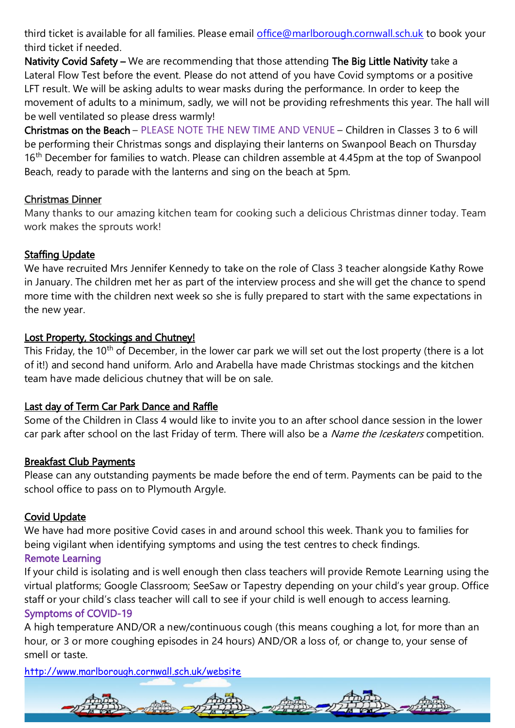third ticket is available for all families. Please email office@marlborough.cornwall.sch.uk to book your third ticket if needed.

**Nativity Covid Safety –** We are recommending that those attending **The Big Little Nativity** take a Lateral Flow Test before the event. Please do not attend of you have Covid symptoms or a positive LFT result. We will be asking adults to wear masks during the performance. In order to keep the movement of adults to a minimum, sadly, we will not be providing refreshments this year. The hall will be well ventilated so please dress warmly!

**Christmas on the Beach** – PLEASE NOTE THE NEW TIME AND VENUE – Children in Classes 3 to 6 will be performing their Christmas songs and displaying their lanterns on Swanpool Beach on Thursday 16th December for families to watch. Please can children assemble at 4.45pm at the top of Swanpool Beach, ready to parade with the lanterns and sing on the beach at 5pm.

## Christmas Dinner

Many thanks to our amazing kitchen team for cooking such a delicious Christmas dinner today. Team work makes the sprouts work!

## Staffing Update

We have recruited Mrs Jennifer Kennedy to take on the role of Class 3 teacher alongside Kathy Rowe in January. The children met her as part of the interview process and she will get the chance to spend more time with the children next week so she is fully prepared to start with the same expectations in the new year.

## Lost Property, Stockings and Chutney!

This Friday, the 10th of December, in the lower car park we will set out the lost property (there is a lot of it!) and second hand uniform. Arlo and Arabella have made Christmas stockings and the kitchen team have made delicious chutney that will be on sale.

## Last day of Term Car Park Dance and Raffle

Some of the Children in Class 4 would like to invite you to an after school dance session in the lower car park after school on the last Friday of term. There will also be a *Name the Iceskaters* competition.

## Breakfast Club Payments

Please can any outstanding payments be made before the end of term. Payments can be paid to the school office to pass on to Plymouth Argyle.

## Covid Update

We have had more positive Covid cases in and around school this week. Thank you to families for being vigilant when identifying symptoms and using the test centres to check findings.

### Remote Learning

If your child is isolating and is well enough then class teachers will provide Remote Learning using the virtual platforms; Google Classroom; SeeSaw or Tapestry depending on your child's year group. Office staff or your child's class teacher will call to see if your child is well enough to access learning.

### Symptoms of COVID-19

A high temperature AND/OR a new/continuous cough (this means coughing a lot, for more than an hour, or 3 or more coughing episodes in 24 hours) AND/OR a loss of, or change to, your sense of smell or taste.

http://www.marlborough.cornwall.sch.uk/website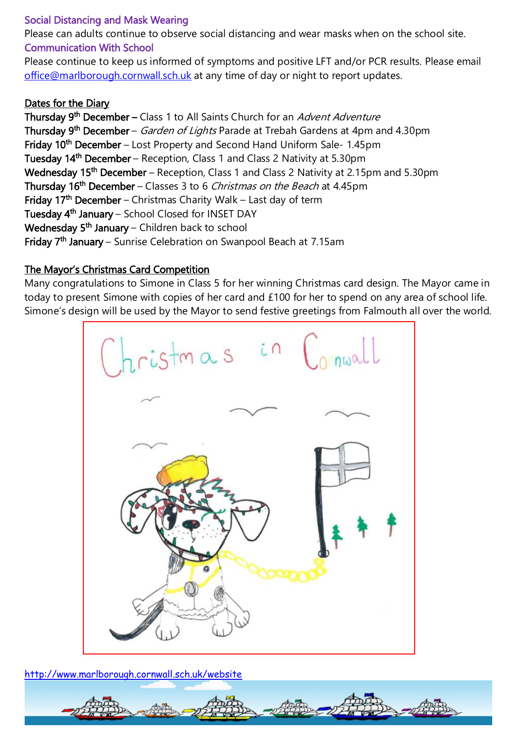### Social Distancing and Mask Wearing

Please can adults continue to observe social distancing and wear masks when on the school site.

### Communication With School

Please continue to keep us informed of symptoms and positive LFT and/or PCR results. Please email office@marlborough.cornwall.sch.uk at any time of day or night to report updates.

## Dates for the Diary

**Thursday 9th December –** Class 1 to All Saints Church for an *Advent Adventure*
**Thursday 9th December** – *Garden of Lights* Parade at Trebah Gardens at 4pm and 4.30pm
**Friday 10th December** – Lost Property and Second Hand Uniform Sale- 1.45pm
**Tuesday 14th December** – Reception, Class 1 and Class 2 Nativity at 5.30pm
**Wednesday 15th December** – Reception, Class 1 and Class 2 Nativity at 2.15pm and 5.30pm
**Thursday 16th December** – Classes 3 to 6 *Christmas on the Beach* at 4.45pm
**Friday 17th December** – Christmas Charity Walk – Last day of term
**Tuesday 4th January** – School Closed for INSET DAY
**Wednesday 5th January** – Children back to school
**Friday 7th January** – Sunrise Celebration on Swanpool Beach at 7.15am

## The Mayor's Christmas Card Competition

Many congratulations to Simone in Class 5 for her winning Christmas card design. The Mayor came in today to present Simone with copies of her card and £100 for her to spend on any area of school life. Simone's design will be used by the Mayor to send festive greetings from Falmouth all over the world.

http://www.marlborough.cornwall.sch.uk/website